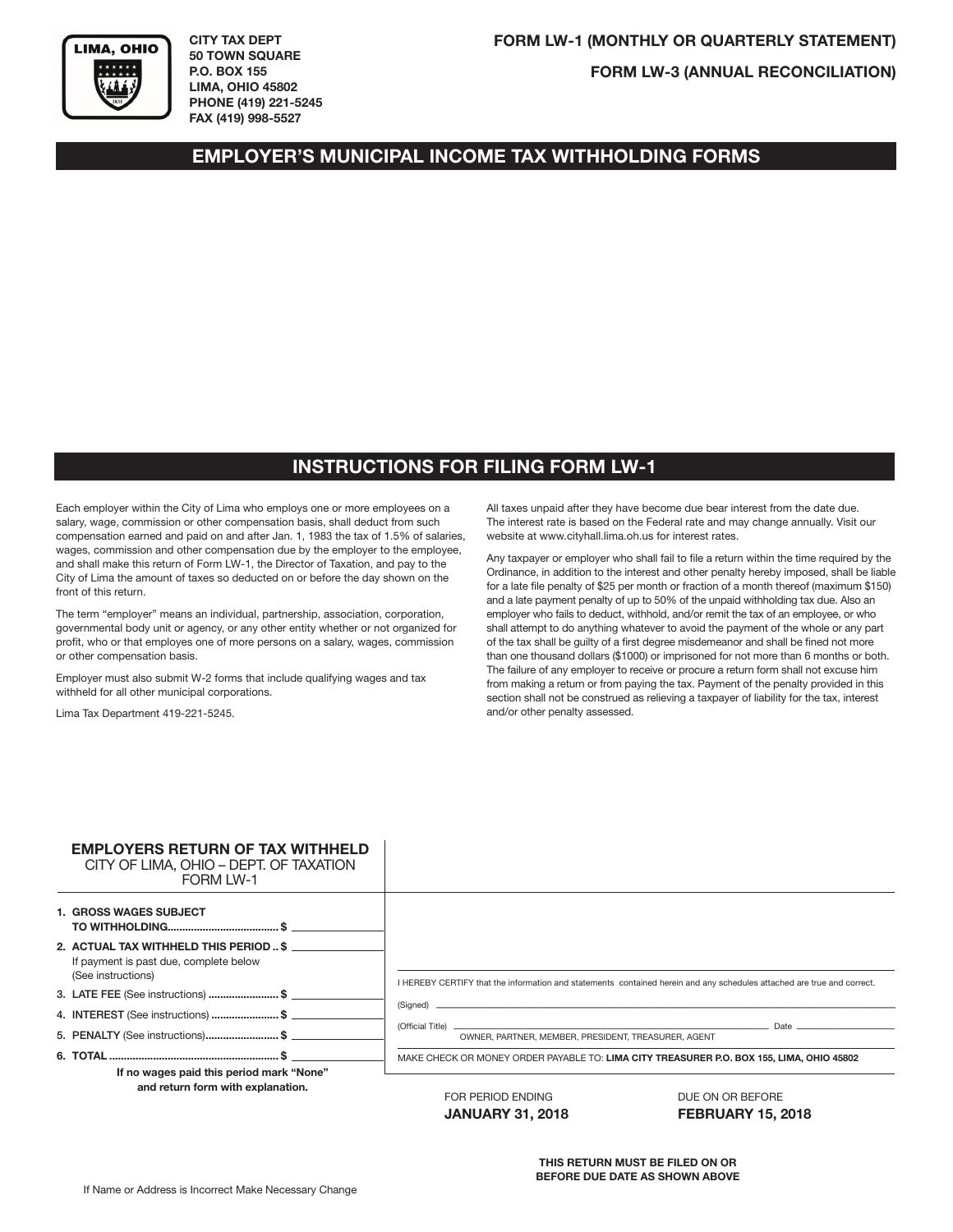LIMA, OHIO

CITY TAX DEPT
50 TOWN SQUARE
P.O. BOX 155
LIMA, OHIO 45802
PHONE (419) 221-5245
FAX (419) 998-5527

**FORM LW-1 (MONTHLY OR QUARTERLY STATEMENT)**

**FORM LW-3 (ANNUAL RECONCILIATION)**

# EMPLOYER'S MUNICIPAL INCOME TAX WITHHOLDING FORMS

## INSTRUCTIONS FOR FILING FORM LW-1

Each employer within the City of Lima who employs one or more employees on a salary, wage, commission or other compensation basis, shall deduct from such compensation earned and paid on and after Jan. 1, 1983 the tax of 1.5% of salaries, wages, commission and other compensation due by the employer to the employee, and shall make this return of Form LW-1, the Director of Taxation, and pay to the City of Lima the amount of taxes so deducted on or before the day shown on the front of this return.

The term "employer" means an individual, partnership, association, corporation, governmental body unit or agency, or any other entity whether or not organized for profit, who or that employes one of more persons on a salary, wages, commission or other compensation basis.

Employer must also submit W-2 forms that include qualifying wages and tax withheld for all other municipal corporations.

Lima Tax Department 419-221-5245.

All taxes unpaid after they have become due bear interest from the date due. The interest rate is based on the Federal rate and may change annually. Visit our website at www.cityhall.lima.oh.us for interest rates.

Any taxpayer or employer who shall fail to file a return within the time required by the Ordinance, in addition to the interest and other penalty hereby imposed, shall be liable for a late file penalty of $25 per month or fraction of a month thereof (maximum $150) and a late payment penalty of up to 50% of the unpaid withholding tax due. Also an employer who fails to deduct, withhold, and/or remit the tax of an employee, or who shall attempt to do anything whatever to avoid the payment of the whole or any part of the tax shall be guilty of a first degree misdemeanor and shall be fined not more than one thousand dollars ($1000) or imprisoned for not more than 6 months or both. The failure of any employer to receive or procure a return form shall not excuse him from making a return or from paying the tax. Payment of the penalty provided in this section shall not be construed as relieving a taxpayer of liability for the tax, interest and/or other penalty assessed.

**EMPLOYERS RETURN OF TAX WITHHELD**
CITY OF LIMA, OHIO – DEPT. OF TAXATION
FORM LW-1

1. **GROSS WAGES SUBJECT TO WITHHOLDING**........................ $ ________
2. **ACTUAL TAX WITHHELD THIS PERIOD** .. $ ________
   If payment is past due, complete below (See instructions)
3. **LATE FEE** (See instructions) ........................ $ ________
4. **INTEREST** (See instructions) ....................... $ ________
5. **PENALTY** (See instructions)......................... $ ________
6. **TOTAL** ........................................................ $ ________

**If no wages paid this period mark "None" and return form with explanation.**

I HEREBY CERTIFY that the information and statements contained herein and any schedules attached are true and correct.

(Signed) ____________________

(Official Title) ____________________ Date ____________
OWNER, PARTNER, MEMBER, PRESIDENT, TREASURER, AGENT

MAKE CHECK OR MONEY ORDER PAYABLE TO: **LIMA CITY TREASURER P.O. BOX 155, LIMA, OHIO 45802**

FOR PERIOD ENDING
**JANUARY 31, 2018**

DUE ON OR BEFORE
**FEBRUARY 15, 2018**

**THIS RETURN MUST BE FILED ON OR BEFORE DUE DATE AS SHOWN ABOVE**

If Name or Address is Incorrect Make Necessary Change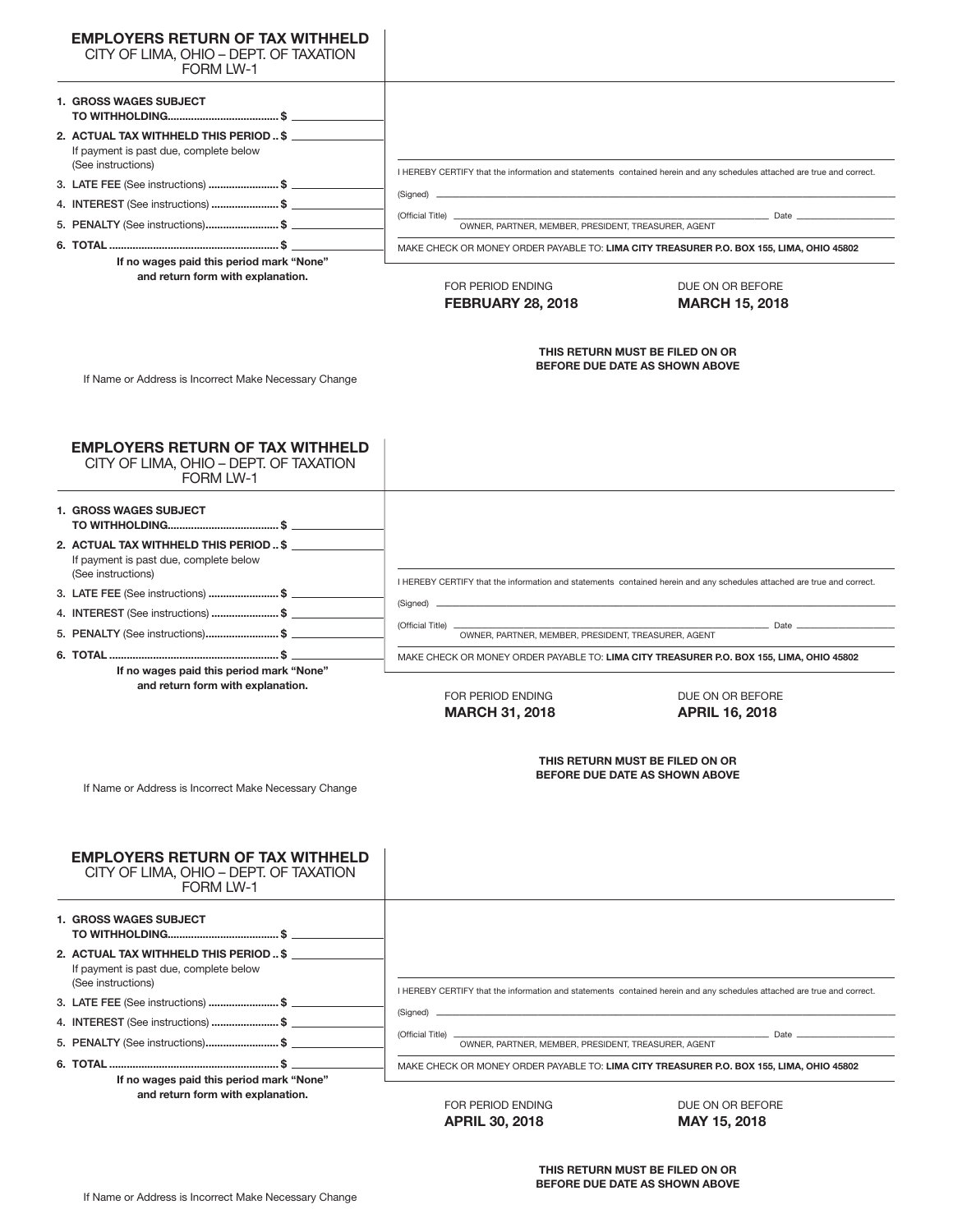## EMPLOYERS RETURN OF TAX WITHHELD

CITY OF LIMA, OHIO – DEPT. OF TAXATION
FORM LW-1

1. **GROSS WAGES SUBJECT TO WITHHOLDING**...................................... $ ______________
2. **ACTUAL TAX WITHHELD THIS PERIOD** .. $ ______________
   If payment is past due, complete below (See instructions)
3. **LATE FEE** (See instructions) ........................ $ ______________
4. **INTEREST** (See instructions) ....................... $ ______________
5. **PENALTY** (See instructions)......................... $ ______________
6. **TOTAL** .......................................................... $ ______________

**If no wages paid this period mark "None" and return form with explanation.**

I HEREBY CERTIFY that the information and statements contained herein and any schedules attached are true and correct.

(Signed) ______________________________________________

(Official Title) ______________________________________ Date ______________
OWNER, PARTNER, MEMBER, PRESIDENT, TREASURER, AGENT

MAKE CHECK OR MONEY ORDER PAYABLE TO: **LIMA CITY TREASURER P.O. BOX 155, LIMA, OHIO 45802**

FOR PERIOD ENDING
**FEBRUARY 28, 2018**

DUE ON OR BEFORE
**MARCH 15, 2018**

**THIS RETURN MUST BE FILED ON OR BEFORE DUE DATE AS SHOWN ABOVE**

If Name or Address is Incorrect Make Necessary Change

---

## EMPLOYERS RETURN OF TAX WITHHELD

CITY OF LIMA, OHIO – DEPT. OF TAXATION
FORM LW-1

1. **GROSS WAGES SUBJECT TO WITHHOLDING**...................................... $ ______________
2. **ACTUAL TAX WITHHELD THIS PERIOD** .. $ ______________
   If payment is past due, complete below (See instructions)
3. **LATE FEE** (See instructions) ........................ $ ______________
4. **INTEREST** (See instructions) ....................... $ ______________
5. **PENALTY** (See instructions)......................... $ ______________
6. **TOTAL** .......................................................... $ ______________

**If no wages paid this period mark "None" and return form with explanation.**

I HEREBY CERTIFY that the information and statements contained herein and any schedules attached are true and correct.

(Signed) ______________________________________________

(Official Title) ______________________________________ Date ______________
OWNER, PARTNER, MEMBER, PRESIDENT, TREASURER, AGENT

MAKE CHECK OR MONEY ORDER PAYABLE TO: **LIMA CITY TREASURER P.O. BOX 155, LIMA, OHIO 45802**

FOR PERIOD ENDING
**MARCH 31, 2018**

DUE ON OR BEFORE
**APRIL 16, 2018**

**THIS RETURN MUST BE FILED ON OR BEFORE DUE DATE AS SHOWN ABOVE**

If Name or Address is Incorrect Make Necessary Change

---

## EMPLOYERS RETURN OF TAX WITHHELD

CITY OF LIMA, OHIO – DEPT. OF TAXATION
FORM LW-1

1. **GROSS WAGES SUBJECT TO WITHHOLDING**...................................... $ ______________
2. **ACTUAL TAX WITHHELD THIS PERIOD** .. $ ______________
   If payment is past due, complete below (See instructions)
3. **LATE FEE** (See instructions) ........................ $ ______________
4. **INTEREST** (See instructions) ....................... $ ______________
5. **PENALTY** (See instructions)......................... $ ______________
6. **TOTAL** .......................................................... $ ______________

**If no wages paid this period mark "None" and return form with explanation.**

I HEREBY CERTIFY that the information and statements contained herein and any schedules attached are true and correct.

(Signed) ______________________________________________

(Official Title) ______________________________________ Date ______________
OWNER, PARTNER, MEMBER, PRESIDENT, TREASURER, AGENT

MAKE CHECK OR MONEY ORDER PAYABLE TO: **LIMA CITY TREASURER P.O. BOX 155, LIMA, OHIO 45802**

FOR PERIOD ENDING
**APRIL 30, 2018**

DUE ON OR BEFORE
**MAY 15, 2018**

**THIS RETURN MUST BE FILED ON OR BEFORE DUE DATE AS SHOWN ABOVE**

If Name or Address is Incorrect Make Necessary Change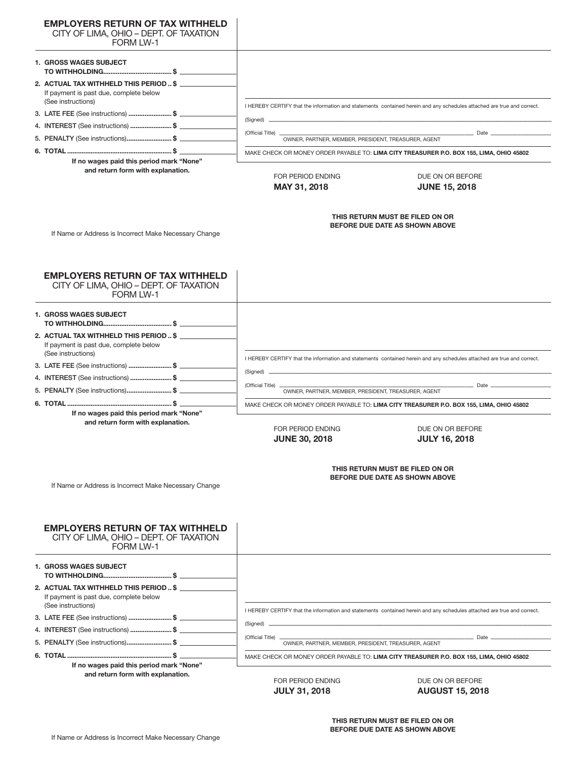## EMPLOYERS RETURN OF TAX WITHHELD

CITY OF LIMA, OHIO – DEPT. OF TAXATION
FORM LW-1

1. **GROSS WAGES SUBJECT TO WITHHOLDING** ..................................... $ ____________
2. **ACTUAL TAX WITHHELD THIS PERIOD** .. $ ____________
   If payment is past due, complete below (See instructions)
3. **LATE FEE** (See instructions) ....................... $ ____________
4. **INTEREST** (See instructions) ...................... $ ____________
5. **PENALTY** (See instructions)......................... $ ____________
6. **TOTAL** .......................................................... $ ____________

**If no wages paid this period mark "None" and return form with explanation.**

I HEREBY CERTIFY that the information and statements contained herein and any schedules attached are true and correct.

(Signed) ______________________________________________

(Official Title) ______________________________________ Date ______________
OWNER, PARTNER, MEMBER, PRESIDENT, TREASURER, AGENT

MAKE CHECK OR MONEY ORDER PAYABLE TO: **LIMA CITY TREASURER P.O. BOX 155, LIMA, OHIO 45802**

| FOR PERIOD ENDING | DUE ON OR BEFORE |
| --- | --- |
| **MAY 31, 2018** | **JUNE 15, 2018** |

**THIS RETURN MUST BE FILED ON OR BEFORE DUE DATE AS SHOWN ABOVE**

If Name or Address is Incorrect Make Necessary Change

## EMPLOYERS RETURN OF TAX WITHHELD

CITY OF LIMA, OHIO – DEPT. OF TAXATION
FORM LW-1

1. **GROSS WAGES SUBJECT TO WITHHOLDING** ..................................... $ ____________
2. **ACTUAL TAX WITHHELD THIS PERIOD** .. $ ____________
   If payment is past due, complete below (See instructions)
3. **LATE FEE** (See instructions) ....................... $ ____________
4. **INTEREST** (See instructions) ...................... $ ____________
5. **PENALTY** (See instructions)......................... $ ____________
6. **TOTAL** .......................................................... $ ____________

**If no wages paid this period mark "None" and return form with explanation.**

I HEREBY CERTIFY that the information and statements contained herein and any schedules attached are true and correct.

(Signed) ______________________________________________

(Official Title) ______________________________________ Date ______________
OWNER, PARTNER, MEMBER, PRESIDENT, TREASURER, AGENT

MAKE CHECK OR MONEY ORDER PAYABLE TO: **LIMA CITY TREASURER P.O. BOX 155, LIMA, OHIO 45802**

| FOR PERIOD ENDING | DUE ON OR BEFORE |
| --- | --- |
| **JUNE 30, 2018** | **JULY 16, 2018** |

**THIS RETURN MUST BE FILED ON OR BEFORE DUE DATE AS SHOWN ABOVE**

If Name or Address is Incorrect Make Necessary Change

## EMPLOYERS RETURN OF TAX WITHHELD

CITY OF LIMA, OHIO – DEPT. OF TAXATION
FORM LW-1

1. **GROSS WAGES SUBJECT TO WITHHOLDING** ..................................... $ ____________
2. **ACTUAL TAX WITHHELD THIS PERIOD** .. $ ____________
   If payment is past due, complete below (See instructions)
3. **LATE FEE** (See instructions) ....................... $ ____________
4. **INTEREST** (See instructions) ...................... $ ____________
5. **PENALTY** (See instructions)......................... $ ____________
6. **TOTAL** .......................................................... $ ____________

**If no wages paid this period mark "None" and return form with explanation.**

I HEREBY CERTIFY that the information and statements contained herein and any schedules attached are true and correct.

(Signed) ______________________________________________

(Official Title) ______________________________________ Date ______________
OWNER, PARTNER, MEMBER, PRESIDENT, TREASURER, AGENT

MAKE CHECK OR MONEY ORDER PAYABLE TO: **LIMA CITY TREASURER P.O. BOX 155, LIMA, OHIO 45802**

| FOR PERIOD ENDING | DUE ON OR BEFORE |
| --- | --- |
| **JULY 31, 2018** | **AUGUST 15, 2018** |

**THIS RETURN MUST BE FILED ON OR BEFORE DUE DATE AS SHOWN ABOVE**

If Name or Address is Incorrect Make Necessary Change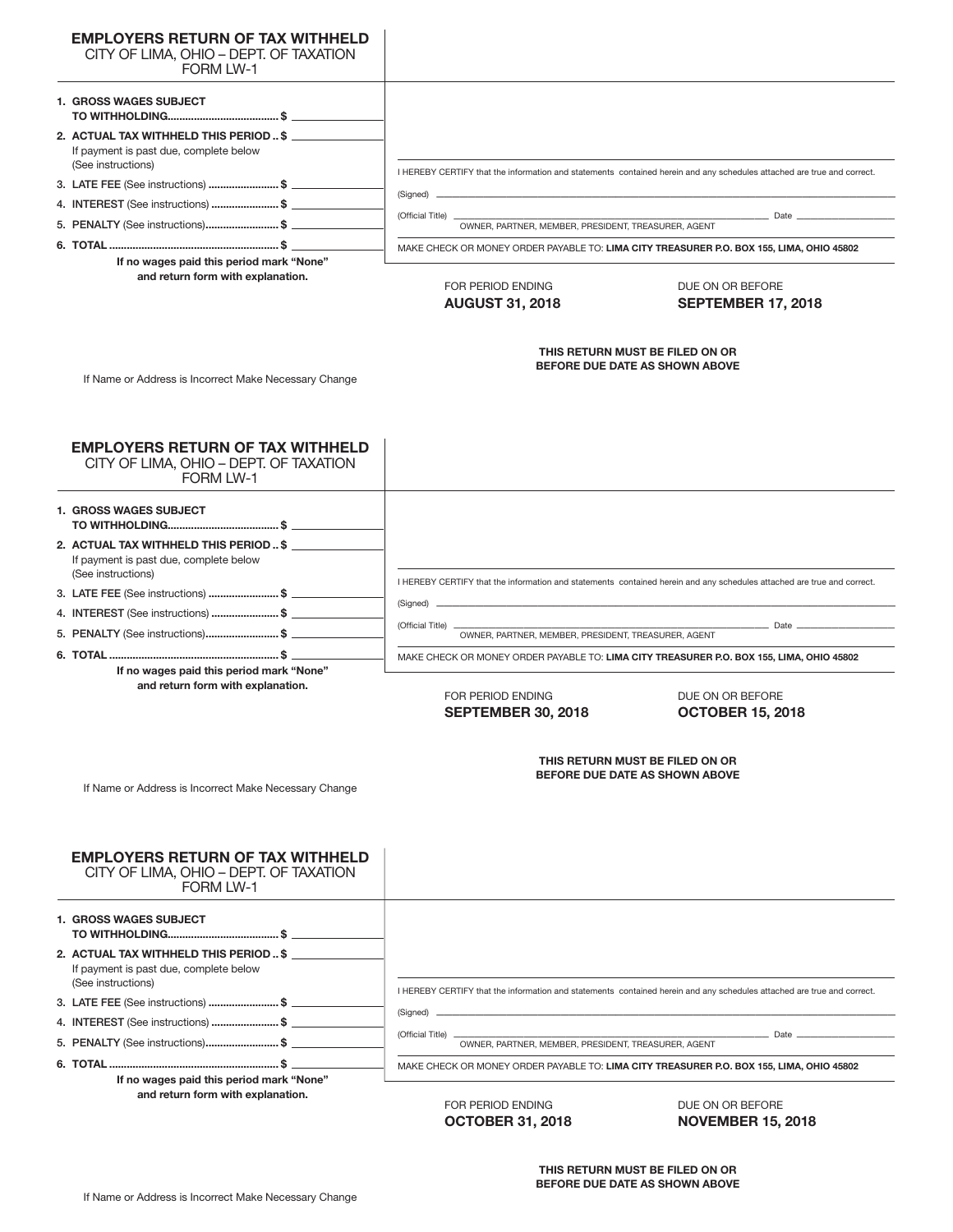## EMPLOYERS RETURN OF TAX WITHHELD

CITY OF LIMA, OHIO – DEPT. OF TAXATION
FORM LW-1

1. **GROSS WAGES SUBJECT TO WITHHOLDING**...................................... $ ______________
2. **ACTUAL TAX WITHHELD THIS PERIOD** .. $ ______________

   If payment is past due, complete below (See instructions)

3. **LATE FEE** (See instructions) ........................ $ ______________
4. **INTEREST** (See instructions) ....................... $ ______________
5. **PENALTY** (See instructions)......................... $ ______________
6. **TOTAL** .......................................................... $ ______________

**If no wages paid this period mark "None" and return form with explanation.**

I HEREBY CERTIFY that the information and statements contained herein and any schedules attached are true and correct.

(Signed) ______________________________________________

(Official Title) ______________________________________ Date ______________
OWNER, PARTNER, MEMBER, PRESIDENT, TREASURER, AGENT

MAKE CHECK OR MONEY ORDER PAYABLE TO: **LIMA CITY TREASURER P.O. BOX 155, LIMA, OHIO 45802**

FOR PERIOD ENDING
**AUGUST 31, 2018**

DUE ON OR BEFORE
**SEPTEMBER 17, 2018**

**THIS RETURN MUST BE FILED ON OR BEFORE DUE DATE AS SHOWN ABOVE**

If Name or Address is Incorrect Make Necessary Change

## EMPLOYERS RETURN OF TAX WITHHELD

CITY OF LIMA, OHIO – DEPT. OF TAXATION
FORM LW-1

1. **GROSS WAGES SUBJECT TO WITHHOLDING**...................................... $ ______________
2. **ACTUAL TAX WITHHELD THIS PERIOD** .. $ ______________

   If payment is past due, complete below (See instructions)

3. **LATE FEE** (See instructions) ........................ $ ______________
4. **INTEREST** (See instructions) ....................... $ ______________
5. **PENALTY** (See instructions)......................... $ ______________
6. **TOTAL** .......................................................... $ ______________

**If no wages paid this period mark "None" and return form with explanation.**

I HEREBY CERTIFY that the information and statements contained herein and any schedules attached are true and correct.

(Signed) ______________________________________________

(Official Title) ______________________________________ Date ______________
OWNER, PARTNER, MEMBER, PRESIDENT, TREASURER, AGENT

MAKE CHECK OR MONEY ORDER PAYABLE TO: **LIMA CITY TREASURER P.O. BOX 155, LIMA, OHIO 45802**

FOR PERIOD ENDING
**SEPTEMBER 30, 2018**

DUE ON OR BEFORE
**OCTOBER 15, 2018**

**THIS RETURN MUST BE FILED ON OR BEFORE DUE DATE AS SHOWN ABOVE**

If Name or Address is Incorrect Make Necessary Change

## EMPLOYERS RETURN OF TAX WITHHELD

CITY OF LIMA, OHIO – DEPT. OF TAXATION
FORM LW-1

1. **GROSS WAGES SUBJECT TO WITHHOLDING**...................................... $ ______________
2. **ACTUAL TAX WITHHELD THIS PERIOD** .. $ ______________

   If payment is past due, complete below (See instructions)

3. **LATE FEE** (See instructions) ........................ $ ______________
4. **INTEREST** (See instructions) ....................... $ ______________
5. **PENALTY** (See instructions)......................... $ ______________
6. **TOTAL** .......................................................... $ ______________

**If no wages paid this period mark "None" and return form with explanation.**

I HEREBY CERTIFY that the information and statements contained herein and any schedules attached are true and correct.

(Signed) ______________________________________________

(Official Title) ______________________________________ Date ______________
OWNER, PARTNER, MEMBER, PRESIDENT, TREASURER, AGENT

MAKE CHECK OR MONEY ORDER PAYABLE TO: **LIMA CITY TREASURER P.O. BOX 155, LIMA, OHIO 45802**

FOR PERIOD ENDING
**OCTOBER 31, 2018**

DUE ON OR BEFORE
**NOVEMBER 15, 2018**

**THIS RETURN MUST BE FILED ON OR BEFORE DUE DATE AS SHOWN ABOVE**

If Name or Address is Incorrect Make Necessary Change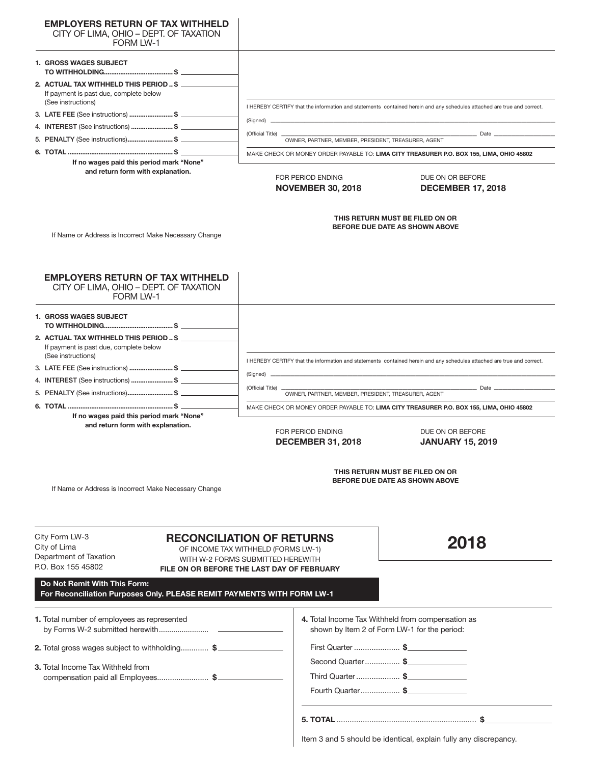## EMPLOYERS RETURN OF TAX WITHHELD

CITY OF LIMA, OHIO – DEPT. OF TAXATION
FORM LW-1

1. **GROSS WAGES SUBJECT TO WITHHOLDING** ..................................... $ ______________
2. **ACTUAL TAX WITHHELD THIS PERIOD** .. $ ______________
   If payment is past due, complete below (See instructions)
3. **LATE FEE** (See instructions) ........................ $ ______________
4. **INTEREST** (See instructions) ....................... $ ______________
5. **PENALTY** (See instructions)......................... $ ______________
6. **TOTAL** ......................................................... $ ______________

**If no wages paid this period mark "None" and return form with explanation.**

I HEREBY CERTIFY that the information and statements contained herein and any schedules attached are true and correct.

(Signed) ______________________________________________

(Official Title) ______________________________________ Date ______________
OWNER, PARTNER, MEMBER, PRESIDENT, TREASURER, AGENT

MAKE CHECK OR MONEY ORDER PAYABLE TO: **LIMA CITY TREASURER P.O. BOX 155, LIMA, OHIO 45802**

| FOR PERIOD ENDING | DUE ON OR BEFORE |
| --- | --- |
| **NOVEMBER 30, 2018** | **DECEMBER 17, 2018** |

**THIS RETURN MUST BE FILED ON OR BEFORE DUE DATE AS SHOWN ABOVE**

If Name or Address is Incorrect Make Necessary Change

---

## EMPLOYERS RETURN OF TAX WITHHELD

CITY OF LIMA, OHIO – DEPT. OF TAXATION
FORM LW-1

1. **GROSS WAGES SUBJECT TO WITHHOLDING** ..................................... $ ______________
2. **ACTUAL TAX WITHHELD THIS PERIOD** .. $ ______________
   If payment is past due, complete below (See instructions)
3. **LATE FEE** (See instructions) ........................ $ ______________
4. **INTEREST** (See instructions) ....................... $ ______________
5. **PENALTY** (See instructions)......................... $ ______________
6. **TOTAL** ......................................................... $ ______________

**If no wages paid this period mark "None" and return form with explanation.**

I HEREBY CERTIFY that the information and statements contained herein and any schedules attached are true and correct.

(Signed) ______________________________________________

(Official Title) ______________________________________ Date ______________
OWNER, PARTNER, MEMBER, PRESIDENT, TREASURER, AGENT

MAKE CHECK OR MONEY ORDER PAYABLE TO: **LIMA CITY TREASURER P.O. BOX 155, LIMA, OHIO 45802**

| FOR PERIOD ENDING | DUE ON OR BEFORE |
| --- | --- |
| **DECEMBER 31, 2018** | **JANUARY 15, 2019** |

**THIS RETURN MUST BE FILED ON OR BEFORE DUE DATE AS SHOWN ABOVE**

If Name or Address is Incorrect Make Necessary Change

---

City Form LW-3
City of Lima
Department of Taxation
P.O. Box 155 45802

## RECONCILIATION OF RETURNS

OF INCOME TAX WITHHELD (FORMS LW-1)
WITH W-2 FORMS SUBMITTED HEREWITH
**FILE ON OR BEFORE THE LAST DAY OF FEBRUARY**

# 2018

**Do Not Remit With This Form:**
**For Reconciliation Purposes Only. PLEASE REMIT PAYMENTS WITH FORM LW-1**

**1.** Total number of employees as represented by Forms W-2 submitted herewith........................ ______________

**2.** Total gross wages subject to withholding............. **$** ______________

**3.** Total Income Tax Withheld from compensation paid all Employees........................ **$** ______________

**4.** Total Income Tax Withheld from compensation as shown by Item 2 of Form LW-1 for the period:

- First Quarter ..................... **$** ______________
- Second Quarter................ **$** ______________
- Third Quarter .................... **$** ______________
- Fourth Quarter.................. **$** ______________

**5. TOTAL** ............................................................... **$** ______________

Item 3 and 5 should be identical, explain fully any discrepancy.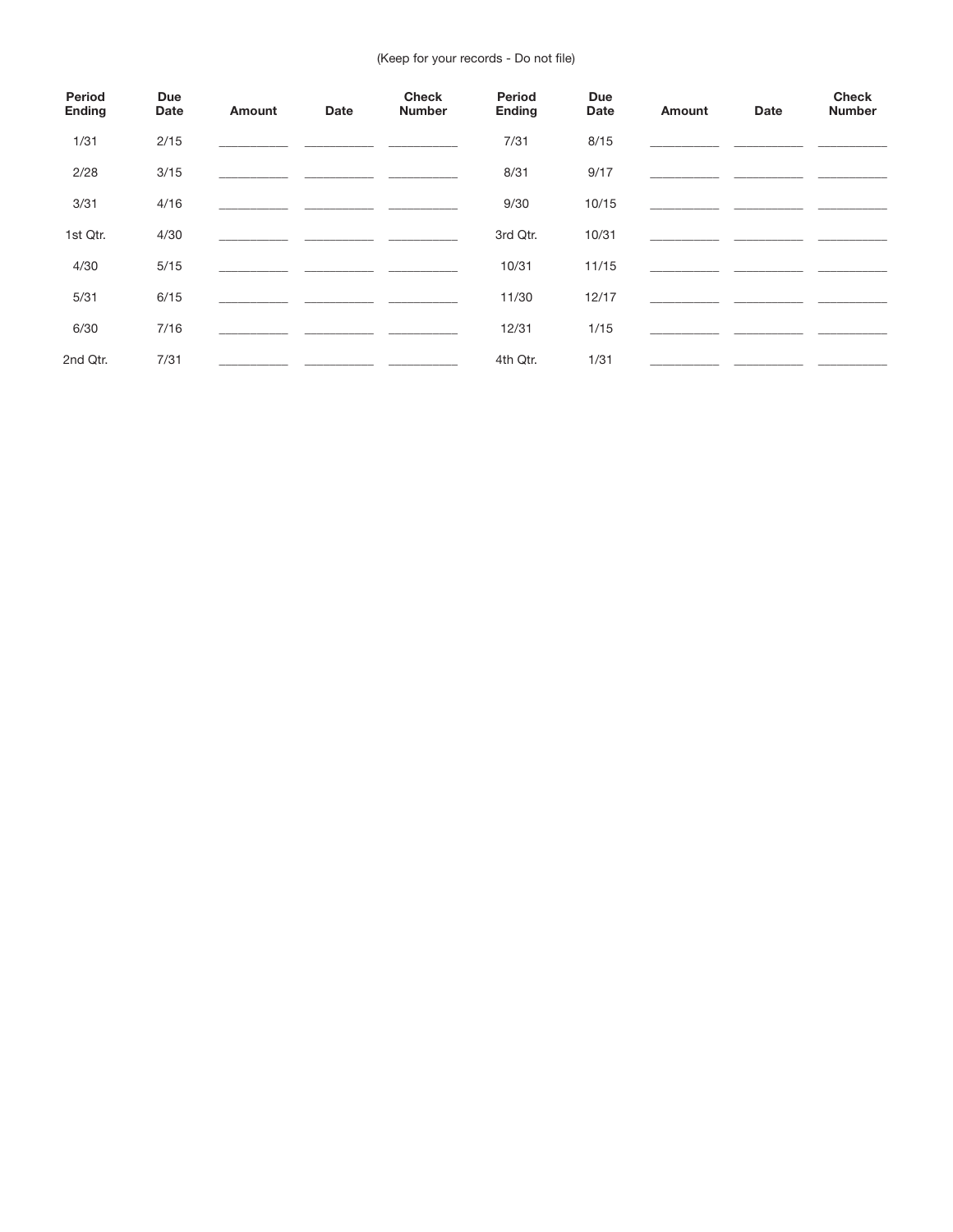(Keep for your records - Do not file)

| Period Ending | Due Date | Amount | Date | Check Number | Period Ending | Due Date | Amount | Date | Check Number |
|---|---|---|---|---|---|---|---|---|---|
| 1/31 | 2/15 | __________ | __________ | __________ | 7/31 | 8/15 | __________ | __________ | __________ |
| 2/28 | 3/15 | __________ | __________ | __________ | 8/31 | 9/17 | __________ | __________ | __________ |
| 3/31 | 4/16 | __________ | __________ | __________ | 9/30 | 10/15 | __________ | __________ | __________ |
| 1st Qtr. | 4/30 | __________ | __________ | __________ | 3rd Qtr. | 10/31 | __________ | __________ | __________ |
| 4/30 | 5/15 | __________ | __________ | __________ | 10/31 | 11/15 | __________ | __________ | __________ |
| 5/31 | 6/15 | __________ | __________ | __________ | 11/30 | 12/17 | __________ | __________ | __________ |
| 6/30 | 7/16 | __________ | __________ | __________ | 12/31 | 1/15 | __________ | __________ | __________ |
| 2nd Qtr. | 7/31 | __________ | __________ | __________ | 4th Qtr. | 1/31 | __________ | __________ | __________ |